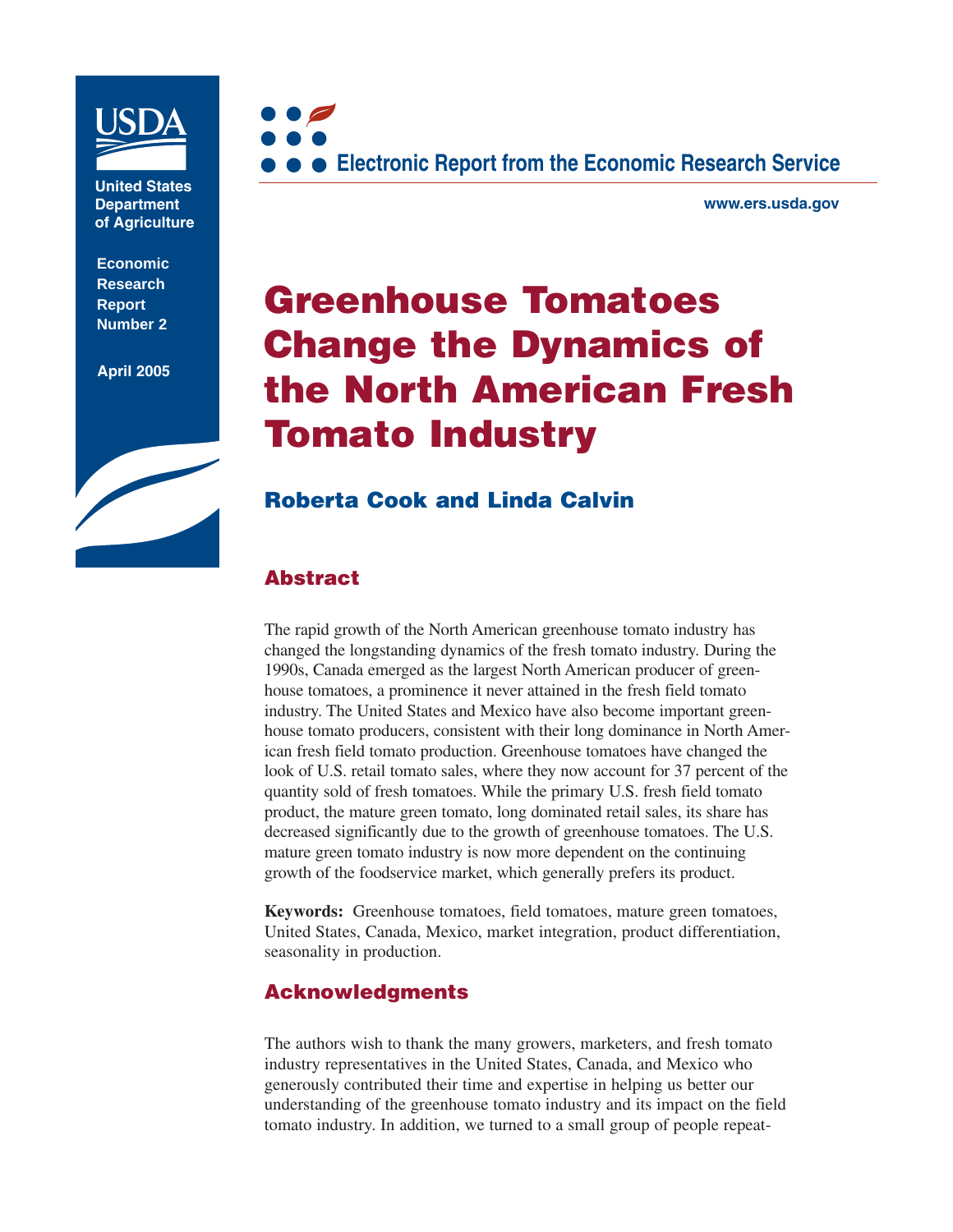United States Department of Agriculture

Economic Research Report Number 2

April 2005

Electronic Report from the Economic Research Service

www.ers.usda.gov

# Greenhouse Tomatoes Change the Dynamics of the North American Fresh Tomato Industry

## Roberta Cook and Linda Calvin

## Abstract

The rapid growth of the North American greenhouse tomato industry has changed the longstanding dynamics of the fresh tomato industry. During the 1990s, Canada emerged as the largest North American producer of greenhouse tomatoes, a prominence it never attained in the fresh field tomato industry. The United States and Mexico have also become important greenhouse tomato producers, consistent with their long dominance in North American fresh field tomato production. Greenhouse tomatoes have changed the look of U.S. retail tomato sales, where they now account for 37 percent of the quantity sold of fresh tomatoes. While the primary U.S. fresh field tomato product, the mature green tomato, long dominated retail sales, its share has decreased significantly due to the growth of greenhouse tomatoes. The U.S. mature green tomato industry is now more dependent on the continuing growth of the foodservice market, which generally prefers its product.

**Keywords:** Greenhouse tomatoes, field tomatoes, mature green tomatoes, United States, Canada, Mexico, market integration, product differentiation, seasonality in production.

## Acknowledgments

The authors wish to thank the many growers, marketers, and fresh tomato industry representatives in the United States, Canada, and Mexico who generously contributed their time and expertise in helping us better our understanding of the greenhouse tomato industry and its impact on the field tomato industry. In addition, we turned to a small group of people repeat-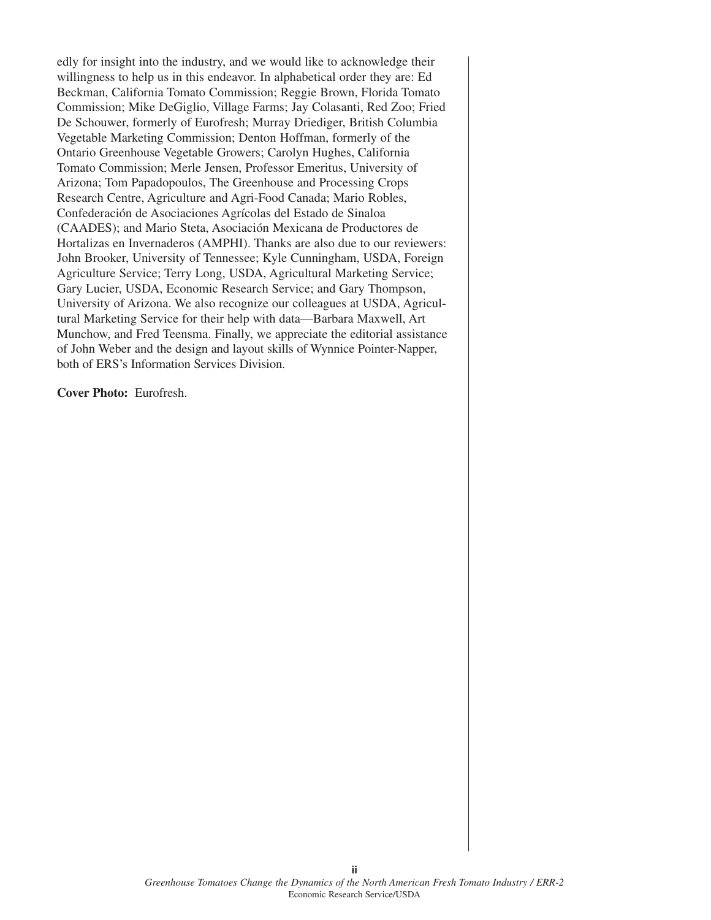edly for insight into the industry, and we would like to acknowledge their willingness to help us in this endeavor. In alphabetical order they are: Ed Beckman, California Tomato Commission; Reggie Brown, Florida Tomato Commission; Mike DeGiglio, Village Farms; Jay Colasanti, Red Zoo; Fried De Schouwer, formerly of Eurofresh; Murray Driediger, British Columbia Vegetable Marketing Commission; Denton Hoffman, formerly of the Ontario Greenhouse Vegetable Growers; Carolyn Hughes, California Tomato Commission; Merle Jensen, Professor Emeritus, University of Arizona; Tom Papadopoulos, The Greenhouse and Processing Crops Research Centre, Agriculture and Agri-Food Canada; Mario Robles, Confederación de Asociaciones Agrícolas del Estado de Sinaloa (CAADES); and Mario Steta, Asociación Mexicana de Productores de Hortalizas en Invernaderos (AMPHI). Thanks are also due to our reviewers: John Brooker, University of Tennessee; Kyle Cunningham, USDA, Foreign Agriculture Service; Terry Long, USDA, Agricultural Marketing Service; Gary Lucier, USDA, Economic Research Service; and Gary Thompson, University of Arizona. We also recognize our colleagues at USDA, Agricultural Marketing Service for their help with data—Barbara Maxwell, Art Munchow, and Fred Teensma. Finally, we appreciate the editorial assistance of John Weber and the design and layout skills of Wynnice Pointer-Napper, both of ERS's Information Services Division.

**Cover Photo:** Eurofresh.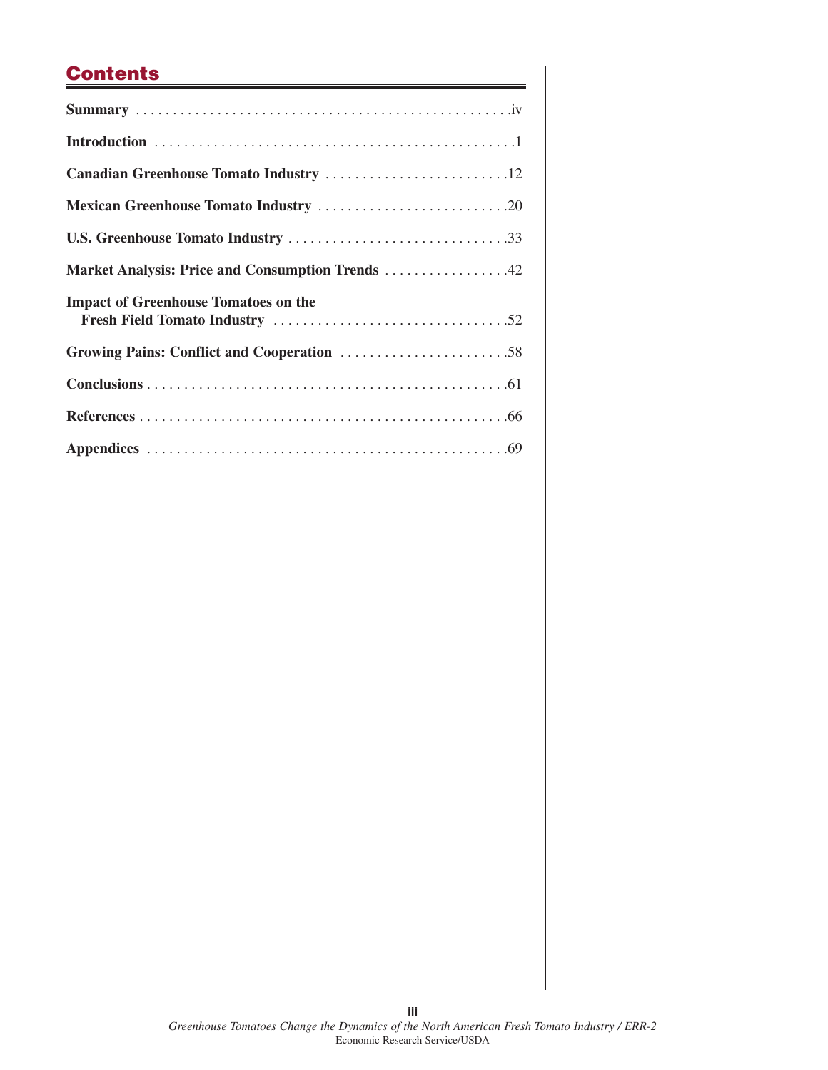## Contents

**Summary** . . . . . . . . . . . . . . . . . . . . . . . . . . . . . . . . . . . . . . . . . . . . . . . . .iv

**Introduction** . . . . . . . . . . . . . . . . . . . . . . . . . . . . . . . . . . . . . . . . . . . . . . . .1

**Canadian Greenhouse Tomato Industry** . . . . . . . . . . . . . . . . . . . . . . . . .12

**Mexican Greenhouse Tomato Industry** . . . . . . . . . . . . . . . . . . . . . . . . . .20

**U.S. Greenhouse Tomato Industry** . . . . . . . . . . . . . . . . . . . . . . . . . . . . .33

**Market Analysis: Price and Consumption Trends** . . . . . . . . . . . . . . . . .42

**Impact of Greenhouse Tomatoes on the Fresh Field Tomato Industry** . . . . . . . . . . . . . . . . . . . . . . . . . . . . . . .52

**Growing Pains: Conflict and Cooperation** . . . . . . . . . . . . . . . . . . . . . . .58

**Conclusions** . . . . . . . . . . . . . . . . . . . . . . . . . . . . . . . . . . . . . . . . . . . . . . . .61

**References** . . . . . . . . . . . . . . . . . . . . . . . . . . . . . . . . . . . . . . . . . . . . . . . . .66

**Appendices** . . . . . . . . . . . . . . . . . . . . . . . . . . . . . . . . . . . . . . . . . . . . . . . .69